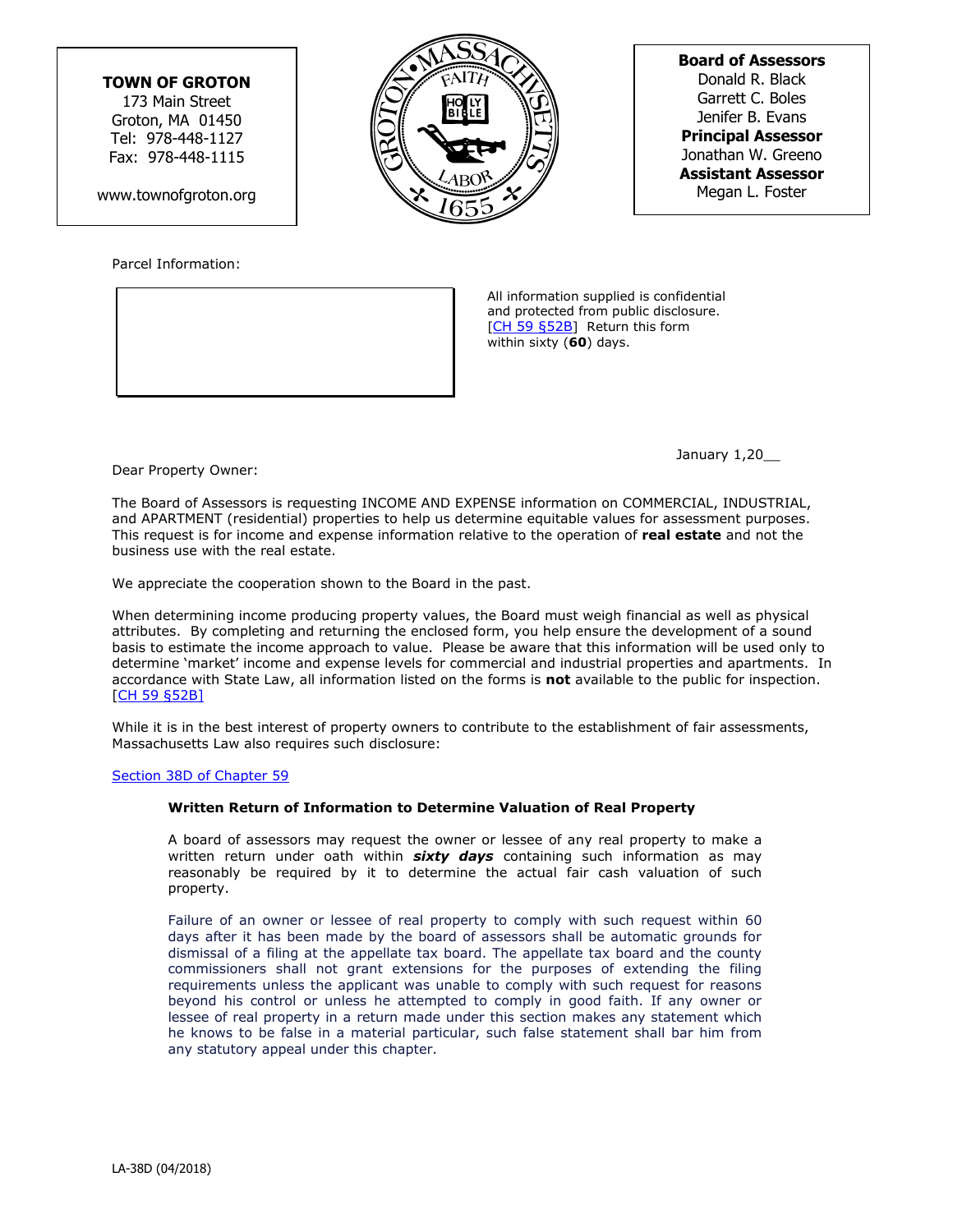**TOWN OF GROTON**
173 Main Street
Groton, MA 01450
Tel: 978-448-1127
Fax: 978-448-1115

www.townofgroton.org

**Board of Assessors**
Donald R. Black
Garrett C. Boles
Jenifer B. Evans
**Principal Assessor**
Jonathan W. Greeno
**Assistant Assessor**
Megan L. Foster

Parcel Information:

All information supplied is confidential and protected from public disclosure. [CH 59 §52B] Return this form within sixty (**60**) days.

January 1,20__

Dear Property Owner:

The Board of Assessors is requesting INCOME AND EXPENSE information on COMMERCIAL, INDUSTRIAL, and APARTMENT (residential) properties to help us determine equitable values for assessment purposes. This request is for income and expense information relative to the operation of **real estate** and not the business use with the real estate.

We appreciate the cooperation shown to the Board in the past.

When determining income producing property values, the Board must weigh financial as well as physical attributes. By completing and returning the enclosed form, you help ensure the development of a sound basis to estimate the income approach to value. Please be aware that this information will be used only to determine 'market' income and expense levels for commercial and industrial properties and apartments. In accordance with State Law, all information listed on the forms is **not** available to the public for inspection. [CH 59 §52B]

While it is in the best interest of property owners to contribute to the establishment of fair assessments, Massachusetts Law also requires such disclosure:

Section 38D of Chapter 59

> **Written Return of Information to Determine Valuation of Real Property**
>
> A board of assessors may request the owner or lessee of any real property to make a written return under oath within ***sixty days*** containing such information as may reasonably be required by it to determine the actual fair cash valuation of such property.
>
> Failure of an owner or lessee of real property to comply with such request within 60 days after it has been made by the board of assessors shall be automatic grounds for dismissal of a filing at the appellate tax board. The appellate tax board and the county commissioners shall not grant extensions for the purposes of extending the filing requirements unless the applicant was unable to comply with such request for reasons beyond his control or unless he attempted to comply in good faith. If any owner or lessee of real property in a return made under this section makes any statement which he knows to be false in a material particular, such false statement shall bar him from any statutory appeal under this chapter.

LA-38D (04/2018)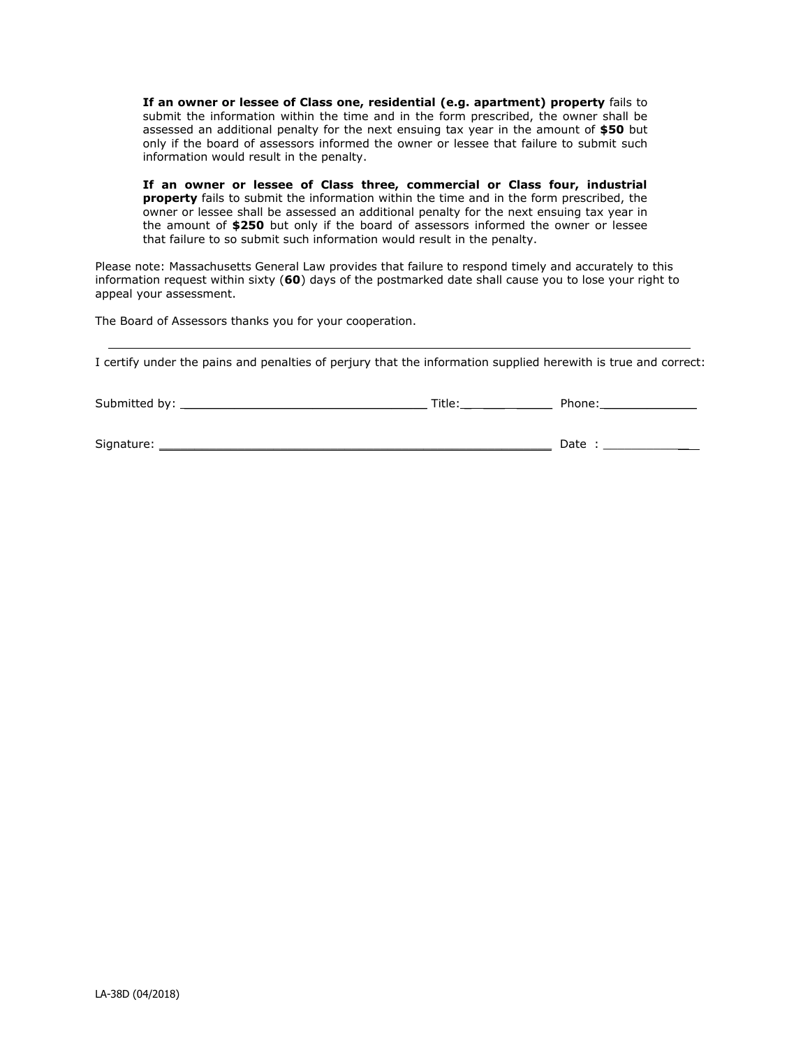**If an owner or lessee of Class one, residential (e.g. apartment) property** fails to submit the information within the time and in the form prescribed, the owner shall be assessed an additional penalty for the next ensuing tax year in the amount of **$50** but only if the board of assessors informed the owner or lessee that failure to submit such information would result in the penalty.

**If an owner or lessee of Class three, commercial or Class four, industrial property** fails to submit the information within the time and in the form prescribed, the owner or lessee shall be assessed an additional penalty for the next ensuing tax year in the amount of **$250** but only if the board of assessors informed the owner or lessee that failure to so submit such information would result in the penalty.

Please note: Massachusetts General Law provides that failure to respond timely and accurately to this information request within sixty (**60**) days of the postmarked date shall cause you to lose your right to appeal your assessment.

The Board of Assessors thanks you for your cooperation.

---

I certify under the pains and penalties of perjury that the information supplied herewith is true and correct:

Submitted by: ________________________________ Title:______________ Phone:_____________

Signature: ___________________________________________________ Date : _____________

LA-38D (04/2018)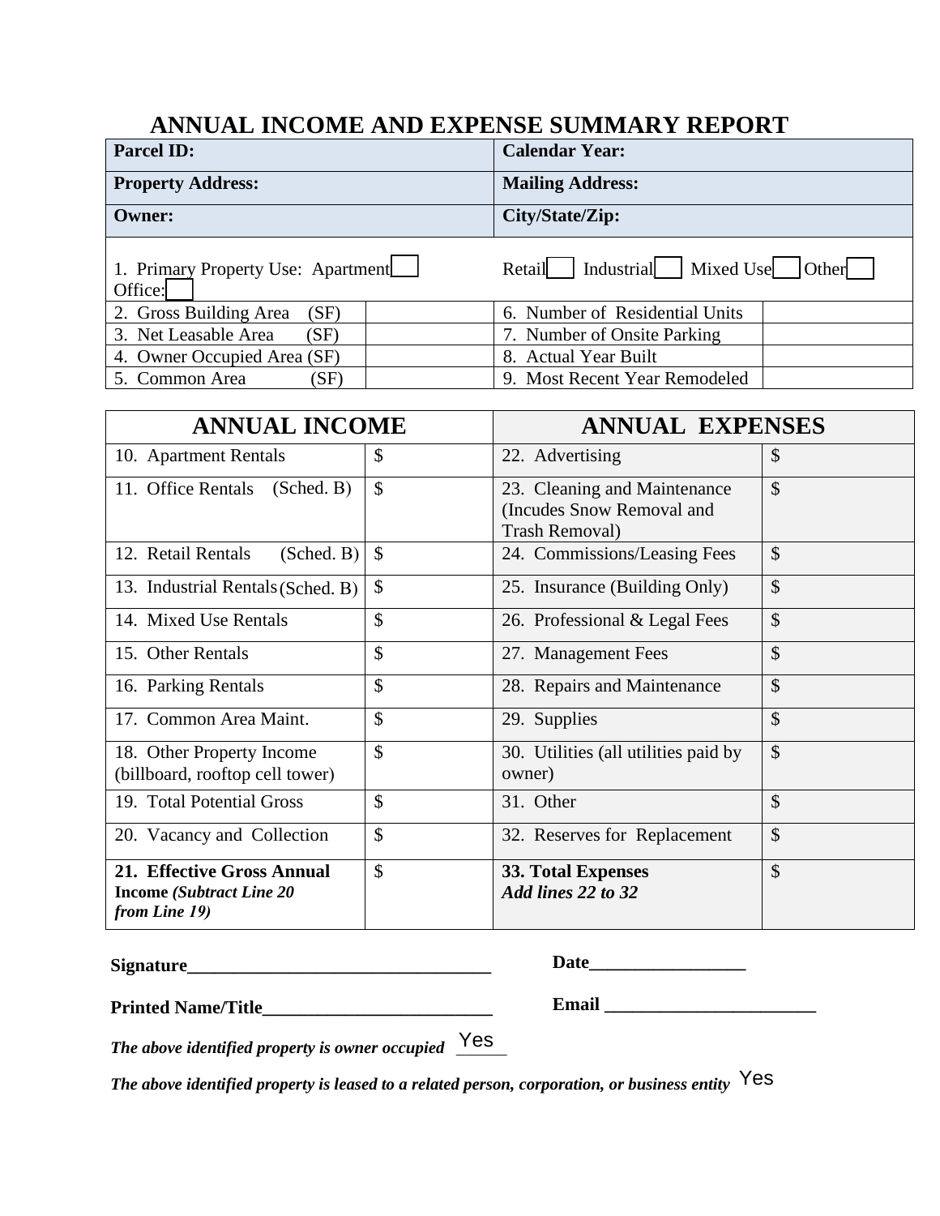# ANNUAL INCOME AND EXPENSE SUMMARY REPORT

| | |
|---|---|
| **Parcel ID:** | **Calendar Year:** |
| **Property Address:** | **Mailing Address:** |
| **Owner:** | **City/State/Zip:** |

1. Primary Property Use: Apartment ☐ Retail ☐ Industrial ☐ Mixed Use ☐ Other ☐ Office: ☐

| | | | |
|---|---|---|---|
| 2. Gross Building Area (SF) | | 6. Number of Residential Units | |
| 3. Net Leasable Area (SF) | | 7. Number of Onsite Parking | |
| 4. Owner Occupied Area (SF) | | 8. Actual Year Built | |
| 5. Common Area (SF) | | 9. Most Recent Year Remodeled | |

| ANNUAL INCOME | | ANNUAL EXPENSES | |
|---|---|---|---|
| 10. Apartment Rentals | $ | 22. Advertising | $ |
| 11. Office Rentals (Sched. B) | $ | 23. Cleaning and Maintenance (Incudes Snow Removal and Trash Removal) | $ |
| 12. Retail Rentals (Sched. B) | $ | 24. Commissions/Leasing Fees | $ |
| 13. Industrial Rentals (Sched. B) | $ | 25. Insurance (Building Only) | $ |
| 14. Mixed Use Rentals | $ | 26. Professional & Legal Fees | $ |
| 15. Other Rentals | $ | 27. Management Fees | $ |
| 16. Parking Rentals | $ | 28. Repairs and Maintenance | $ |
| 17. Common Area Maint. | $ | 29. Supplies | $ |
| 18. Other Property Income (billboard, rooftop cell tower) | $ | 30. Utilities (all utilities paid by owner) | $ |
| 19. Total Potential Gross | $ | 31. Other | $ |
| 20. Vacancy and Collection | $ | 32. Reserves for Replacement | $ |
| **21. Effective Gross Annual Income** ***(Subtract Line 20 from Line 19)*** | $ | **33. Total Expenses** ***Add lines 22 to 32*** | $ |

**Signature**__________________________________ **Date**_________________

**Printed Name/Title**_________________________ **Email** ________________________

***The above identified property is owner occupied*** Yes

***The above identified property is leased to a related person, corporation, or business entity*** Yes